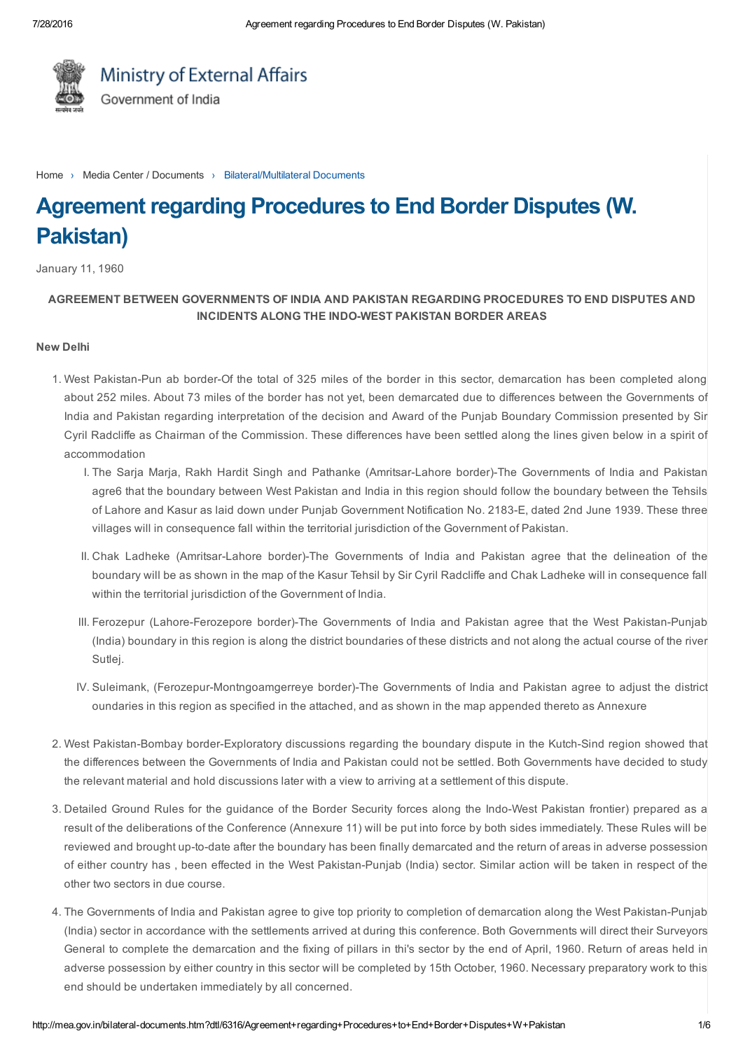Ministry of External Affairs

Government of India

Home › Media Center / Documents › Bilateral/Multilateral Documents

# Agreement regarding Procedures to End Border Disputes (W. Pakistan)

January 11, 1960

**AGREEMENT BETWEEN GOVERNMENTS OF INDIA AND PAKISTAN REGARDING PROCEDURES TO END DISPUTES AND INCIDENTS ALONG THE INDO-WEST PAKISTAN BORDER AREAS**

**New Delhi**

1. West Pakistan-Pun ab border-Of the total of 325 miles of the border in this sector, demarcation has been completed along about 252 miles. About 73 miles of the border has not yet, been demarcated due to differences between the Governments of India and Pakistan regarding interpretation of the decision and Award of the Punjab Boundary Commission presented by Sir Cyril Radcliffe as Chairman of the Commission. These differences have been settled along the lines given below in a spirit of accommodation
   I. The Sarja Marja, Rakh Hardit Singh and Pathanke (Amritsar-Lahore border)-The Governments of India and Pakistan agre6 that the boundary between West Pakistan and India in this region should follow the boundary between the Tehsils of Lahore and Kasur as laid down under Punjab Government Notification No. 2183-E, dated 2nd June 1939. These three villages will in consequence fall within the territorial jurisdiction of the Government of Pakistan.

   II. Chak Ladheke (Amritsar-Lahore border)-The Governments of India and Pakistan agree that the delineation of the boundary will be as shown in the map of the Kasur Tehsil by Sir Cyril Radcliffe and Chak Ladheke will in consequence fall within the territorial jurisdiction of the Government of India.

   III. Ferozepur (Lahore-Ferozepore border)-The Governments of India and Pakistan agree that the West Pakistan-Punjab (India) boundary in this region is along the district boundaries of these districts and not along the actual course of the river Sutlej.

   IV. Suleimank, (Ferozepur-Montngoamgerreye border)-The Governments of India and Pakistan agree to adjust the district oundaries in this region as specified in the attached, and as shown in the map appended thereto as Annexure

2. West Pakistan-Bombay border-Exploratory discussions regarding the boundary dispute in the Kutch-Sind region showed that the differences between the Governments of India and Pakistan could not be settled. Both Governments have decided to study the relevant material and hold discussions later with a view to arriving at a settlement of this dispute.

3. Detailed Ground Rules for the guidance of the Border Security forces along the Indo-West Pakistan frontier) prepared as a result of the deliberations of the Conference (Annexure 11) will be put into force by both sides immediately. These Rules will be reviewed and brought up-to-date after the boundary has been finally demarcated and the return of areas in adverse possession of either country has , been effected in the West Pakistan-Punjab (India) sector. Similar action will be taken in respect of the other two sectors in due course.

4. The Governments of India and Pakistan agree to give top priority to completion of demarcation along the West Pakistan-Punjab (India) sector in accordance with the settlements arrived at during this conference. Both Governments will direct their Surveyors General to complete the demarcation and the fixing of pillars in thi's sector by the end of April, 1960. Return of areas held in adverse possession by either country in this sector will be completed by 15th October, 1960. Necessary preparatory work to this end should be undertaken immediately by all concerned.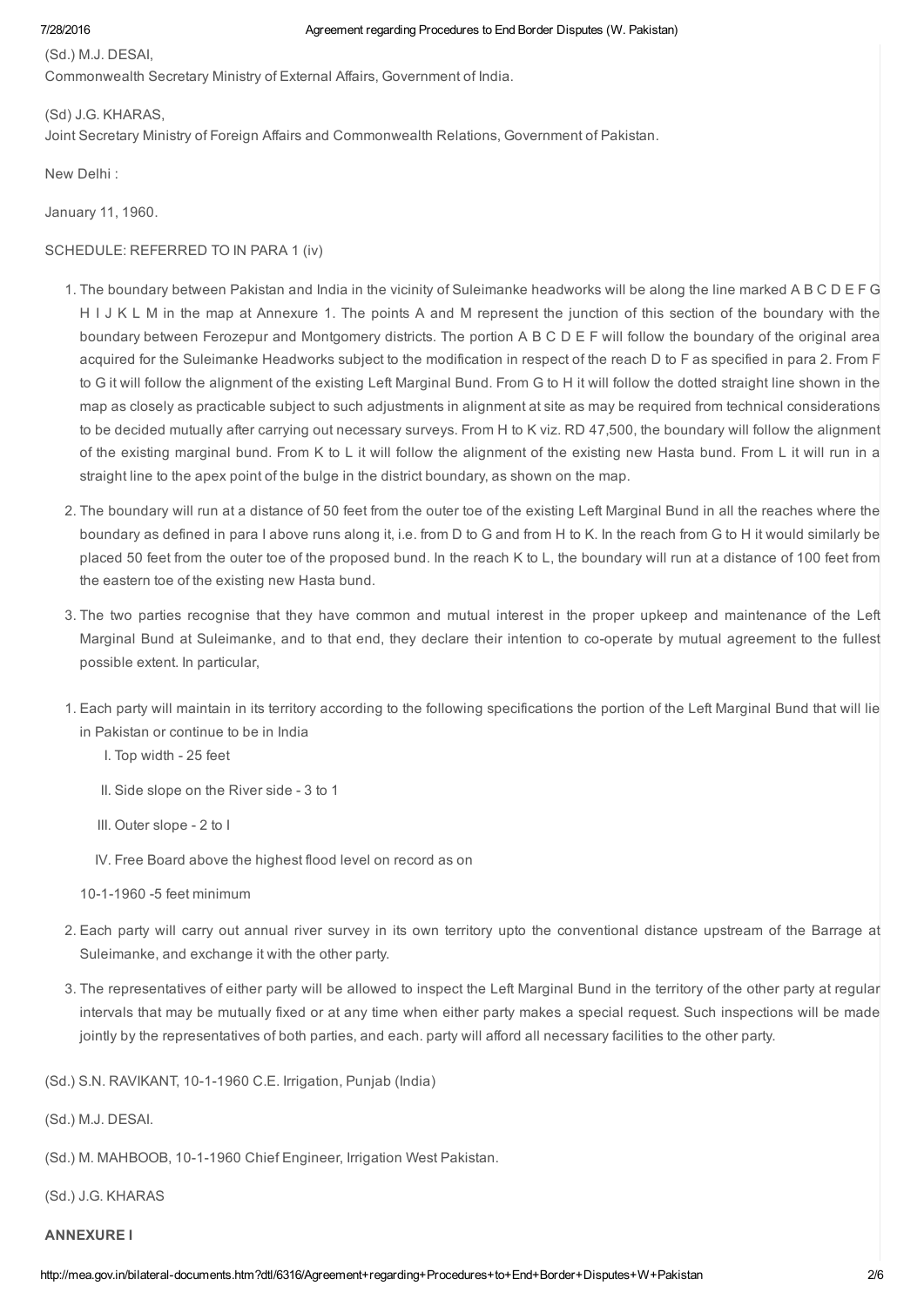(Sd.) M.J. DESAI,
Commonwealth Secretary Ministry of External Affairs, Government of India.

(Sd) J.G. KHARAS,
Joint Secretary Ministry of Foreign Affairs and Commonwealth Relations, Government of Pakistan.

New Delhi :

January 11, 1960.

SCHEDULE: REFERRED TO IN PARA 1 (iv)

1. The boundary between Pakistan and India in the vicinity of Suleimanke headworks will be along the line marked A B C D E F G H I J K L M in the map at Annexure 1. The points A and M represent the junction of this section of the boundary with the boundary between Ferozepur and Montgomery districts. The portion A B C D E F will follow the boundary of the original area acquired for the Suleimanke Headworks subject to the modification in respect of the reach D to F as specified in para 2. From F to G it will follow the alignment of the existing Left Marginal Bund. From G to H it will follow the dotted straight line shown in the map as closely as practicable subject to such adjustments in alignment at site as may be required from technical considerations to be decided mutually after carrying out necessary surveys. From H to K viz. RD 47,500, the boundary will follow the alignment of the existing marginal bund. From K to L it will follow the alignment of the existing new Hasta bund. From L it will run in a straight line to the apex point of the bulge in the district boundary, as shown on the map.

2. The boundary will run at a distance of 50 feet from the outer toe of the existing Left Marginal Bund in all the reaches where the boundary as defined in para I above runs along it, i.e. from D to G and from H to K. In the reach from G to H it would similarly be placed 50 feet from the outer toe of the proposed bund. In the reach K to L, the boundary will run at a distance of 100 feet from the eastern toe of the existing new Hasta bund.

3. The two parties recognise that they have common and mutual interest in the proper upkeep and maintenance of the Left Marginal Bund at Suleimanke, and to that end, they declare their intention to co-operate by mutual agreement to the fullest possible extent. In particular,

1. Each party will maintain in its territory according to the following specifications the portion of the Left Marginal Bund that will lie in Pakistan or continue to be in India

   I. Top width - 25 feet

   II. Side slope on the River side - 3 to 1

   III. Outer slope - 2 to I

   IV. Free Board above the highest flood level on record as on

   10-1-1960 -5 feet minimum

2. Each party will carry out annual river survey in its own territory upto the conventional distance upstream of the Barrage at Suleimanke, and exchange it with the other party.

3. The representatives of either party will be allowed to inspect the Left Marginal Bund in the territory of the other party at regular intervals that may be mutually fixed or at any time when either party makes a special request. Such inspections will be made jointly by the representatives of both parties, and each. party will afford all necessary facilities to the other party.

(Sd.) S.N. RAVIKANT, 10-1-1960 C.E. Irrigation, Punjab (India)

(Sd.) M.J. DESAI.

(Sd.) M. MAHBOOB, 10-1-1960 Chief Engineer, Irrigation West Pakistan.

(Sd.) J.G. KHARAS

**ANNEXURE I**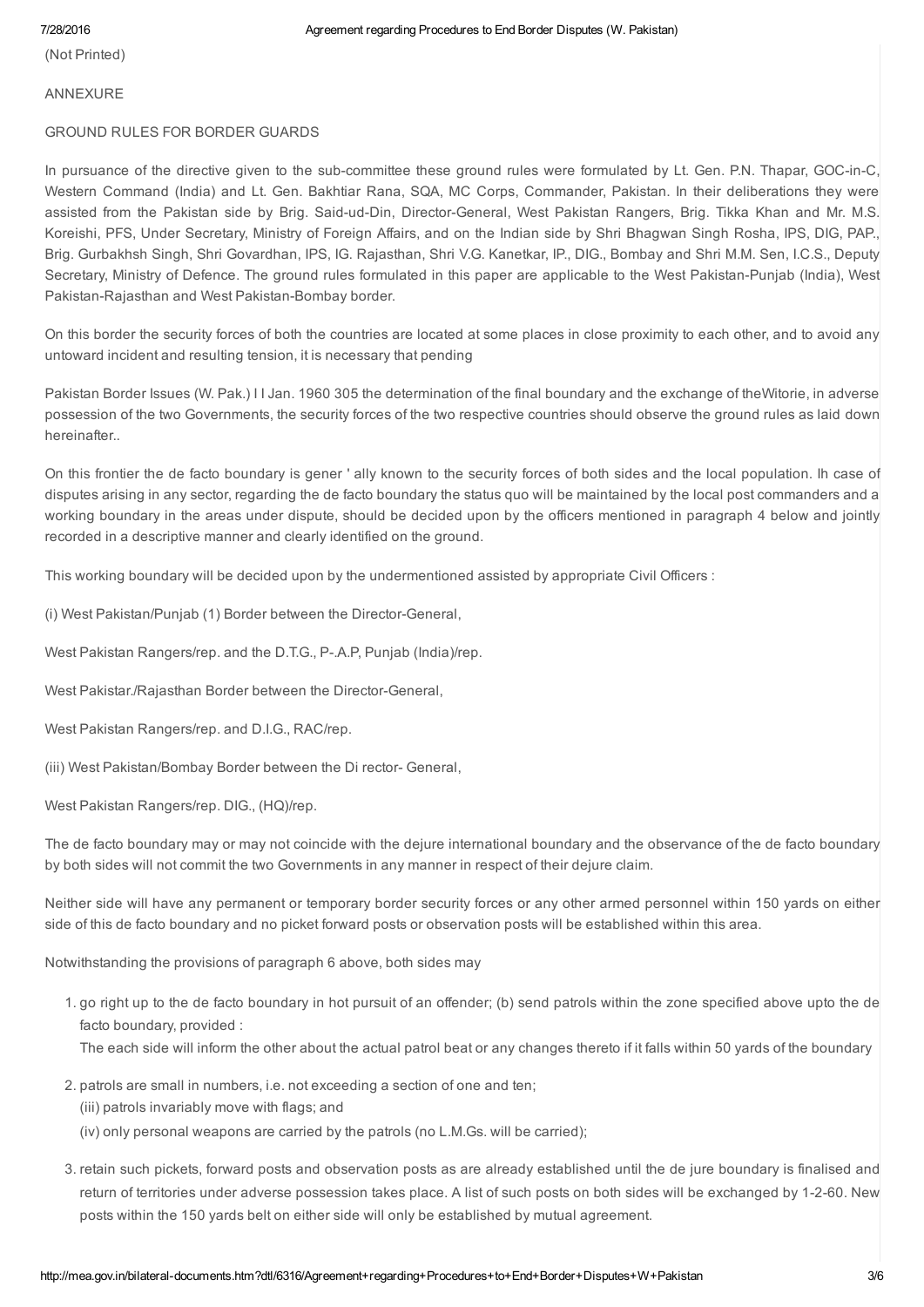(Not Printed)

ANNEXURE

GROUND RULES FOR BORDER GUARDS

In pursuance of the directive given to the sub-committee these ground rules were formulated by Lt. Gen. P.N. Thapar, GOC-in-C, Western Command (India) and Lt. Gen. Bakhtiar Rana, SQA, MC Corps, Commander, Pakistan. In their deliberations they were assisted from the Pakistan side by Brig. Said-ud-Din, Director-General, West Pakistan Rangers, Brig. Tikka Khan and Mr. M.S. Koreishi, PFS, Under Secretary, Ministry of Foreign Affairs, and on the Indian side by Shri Bhagwan Singh Rosha, IPS, DIG, PAP., Brig. Gurbakhsh Singh, Shri Govardhan, IPS, IG. Rajasthan, Shri V.G. Kanetkar, IP., DIG., Bombay and Shri M.M. Sen, I.C.S., Deputy Secretary, Ministry of Defence. The ground rules formulated in this paper are applicable to the West Pakistan-Punjab (India), West Pakistan-Rajasthan and West Pakistan-Bombay border.

On this border the security forces of both the countries are located at some places in close proximity to each other, and to avoid any untoward incident and resulting tension, it is necessary that pending

Pakistan Border Issues (W. Pak.) I I Jan. 1960 305 the determination of the final boundary and the exchange of theWitorie, in adverse possession of the two Governments, the security forces of the two respective countries should observe the ground rules as laid down hereinafter..

On this frontier the de facto boundary is gener ' ally known to the security forces of both sides and the local population. Ih case of disputes arising in any sector, regarding the de facto boundary the status quo will be maintained by the local post commanders and a working boundary in the areas under dispute, should be decided upon by the officers mentioned in paragraph 4 below and jointly recorded in a descriptive manner and clearly identified on the ground.

This working boundary will be decided upon by the undermentioned assisted by appropriate Civil Officers :

(i) West Pakistan/Punjab (1) Border between the Director-General,

West Pakistan Rangers/rep. and the D.T.G., P-.A.P, Punjab (India)/rep.

West Pakistar./Rajasthan Border between the Director-General,

West Pakistan Rangers/rep. and D.I.G., RAC/rep.

(iii) West Pakistan/Bombay Border between the Di rector- General,

West Pakistan Rangers/rep. DIG., (HQ)/rep.

The de facto boundary may or may not coincide with the dejure international boundary and the observance of the de facto boundary by both sides will not commit the two Governments in any manner in respect of their dejure claim.

Neither side will have any permanent or temporary border security forces or any other armed personnel within 150 yards on either side of this de facto boundary and no picket forward posts or observation posts will be established within this area.

Notwithstanding the provisions of paragraph 6 above, both sides may

1. go right up to the de facto boundary in hot pursuit of an offender; (b) send patrols within the zone specified above upto the de facto boundary, provided :

   The each side will inform the other about the actual patrol beat or any changes thereto if it falls within 50 yards of the boundary

2. patrols are small in numbers, i.e. not exceeding a section of one and ten;

   (iii) patrols invariably move with flags; and

   (iv) only personal weapons are carried by the patrols (no L.M.Gs. will be carried);

3. retain such pickets, forward posts and observation posts as are already established until the de jure boundary is finalised and return of territories under adverse possession takes place. A list of such posts on both sides will be exchanged by 1-2-60. New posts within the 150 yards belt on either side will only be established by mutual agreement.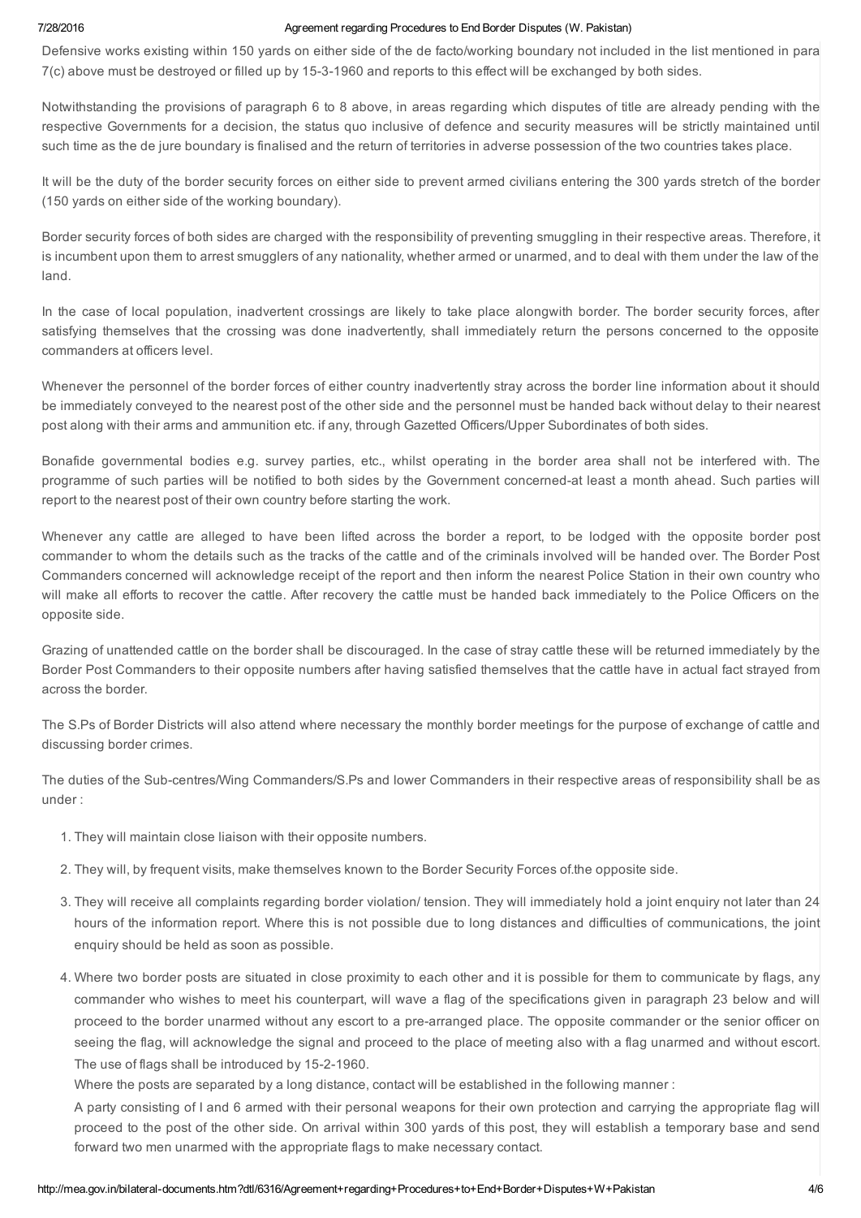Defensive works existing within 150 yards on either side of the de facto/working boundary not included in the list mentioned in para 7(c) above must be destroyed or filled up by 15-3-1960 and reports to this effect will be exchanged by both sides.

Notwithstanding the provisions of paragraph 6 to 8 above, in areas regarding which disputes of title are already pending with the respective Governments for a decision, the status quo inclusive of defence and security measures will be strictly maintained until such time as the de jure boundary is finalised and the return of territories in adverse possession of the two countries takes place.

It will be the duty of the border security forces on either side to prevent armed civilians entering the 300 yards stretch of the border (150 yards on either side of the working boundary).

Border security forces of both sides are charged with the responsibility of preventing smuggling in their respective areas. Therefore, it is incumbent upon them to arrest smugglers of any nationality, whether armed or unarmed, and to deal with them under the law of the land.

In the case of local population, inadvertent crossings are likely to take place alongwith border. The border security forces, after satisfying themselves that the crossing was done inadvertently, shall immediately return the persons concerned to the opposite commanders at officers level.

Whenever the personnel of the border forces of either country inadvertently stray across the border line information about it should be immediately conveyed to the nearest post of the other side and the personnel must be handed back without delay to their nearest post along with their arms and ammunition etc. if any, through Gazetted Officers/Upper Subordinates of both sides.

Bonafide governmental bodies e.g. survey parties, etc., whilst operating in the border area shall not be interfered with. The programme of such parties will be notified to both sides by the Government concerned-at least a month ahead. Such parties will report to the nearest post of their own country before starting the work.

Whenever any cattle are alleged to have been lifted across the border a report, to be lodged with the opposite border post commander to whom the details such as the tracks of the cattle and of the criminals involved will be handed over. The Border Post Commanders concerned will acknowledge receipt of the report and then inform the nearest Police Station in their own country who will make all efforts to recover the cattle. After recovery the cattle must be handed back immediately to the Police Officers on the opposite side.

Grazing of unattended cattle on the border shall be discouraged. In the case of stray cattle these will be returned immediately by the Border Post Commanders to their opposite numbers after having satisfied themselves that the cattle have in actual fact strayed from across the border.

The S.Ps of Border Districts will also attend where necessary the monthly border meetings for the purpose of exchange of cattle and discussing border crimes.

The duties of the Sub-centres/Wing Commanders/S.Ps and lower Commanders in their respective areas of responsibility shall be as under :

1. They will maintain close liaison with their opposite numbers.
2. They will, by frequent visits, make themselves known to the Border Security Forces of.the opposite side.
3. They will receive all complaints regarding border violation/ tension. They will immediately hold a joint enquiry not later than 24 hours of the information report. Where this is not possible due to long distances and difficulties of communications, the joint enquiry should be held as soon as possible.
4. Where two border posts are situated in close proximity to each other and it is possible for them to communicate by flags, any commander who wishes to meet his counterpart, will wave a flag of the specifications given in paragraph 23 below and will proceed to the border unarmed without any escort to a pre-arranged place. The opposite commander or the senior officer on seeing the flag, will acknowledge the signal and proceed to the place of meeting also with a flag unarmed and without escort. The use of flags shall be introduced by 15-2-1960.

   Where the posts are separated by a long distance, contact will be established in the following manner :

   A party consisting of I and 6 armed with their personal weapons for their own protection and carrying the appropriate flag will proceed to the post of the other side. On arrival within 300 yards of this post, they will establish a temporary base and send forward two men unarmed with the appropriate flags to make necessary contact.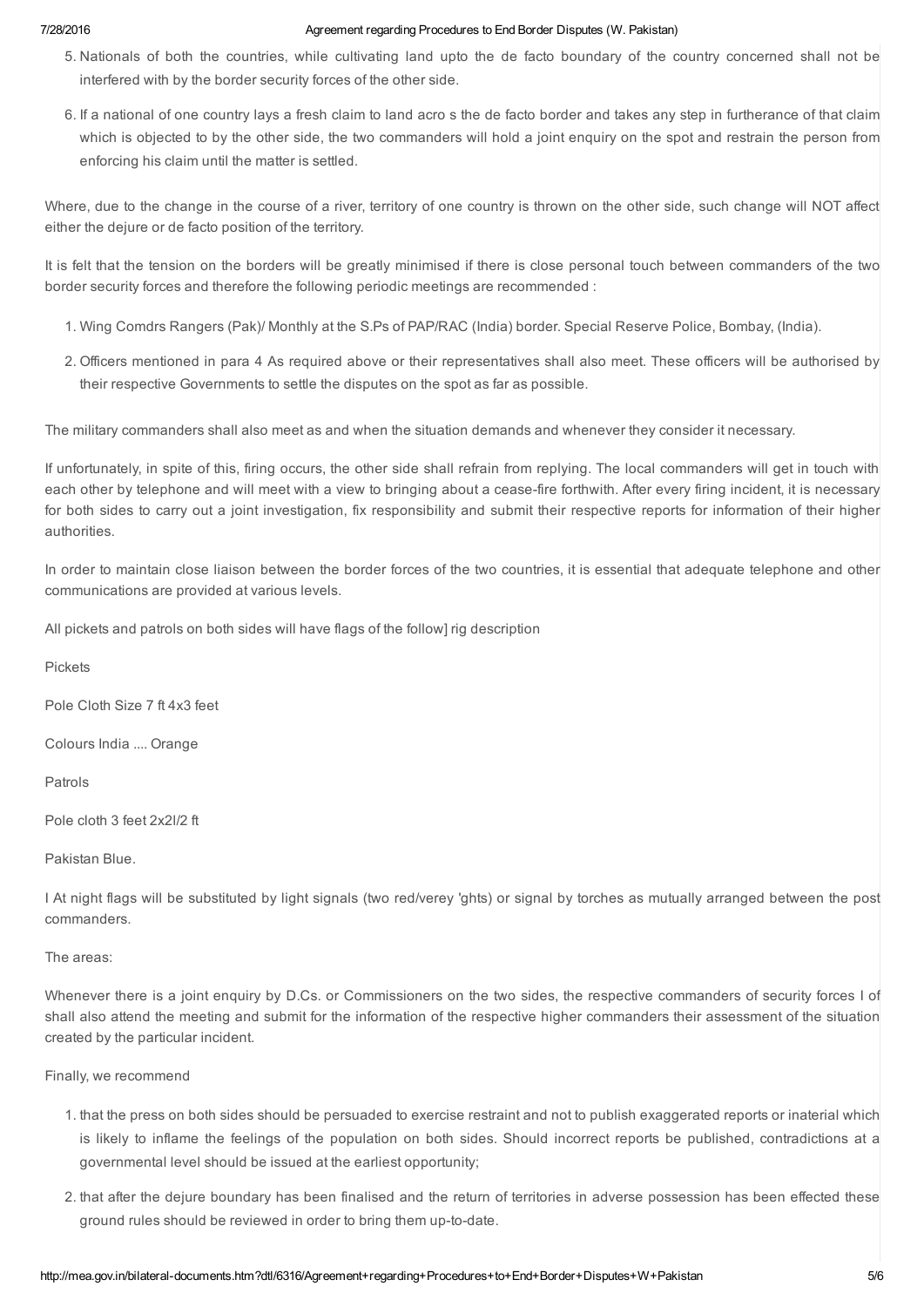5. Nationals of both the countries, while cultivating land upto the de facto boundary of the country concerned shall not be interfered with by the border security forces of the other side.
6. If a national of one country lays a fresh claim to land acro s the de facto border and takes any step in furtherance of that claim which is objected to by the other side, the two commanders will hold a joint enquiry on the spot and restrain the person from enforcing his claim until the matter is settled.

Where, due to the change in the course of a river, territory of one country is thrown on the other side, such change will NOT affect either the dejure or de facto position of the territory.

It is felt that the tension on the borders will be greatly minimised if there is close personal touch between commanders of the two border security forces and therefore the following periodic meetings are recommended :

1. Wing Comdrs Rangers (Pak)/ Monthly at the S.Ps of PAP/RAC (India) border. Special Reserve Police, Bombay, (India).
2. Officers mentioned in para 4 As required above or their representatives shall also meet. These officers will be authorised by their respective Governments to settle the disputes on the spot as far as possible.

The military commanders shall also meet as and when the situation demands and whenever they consider it necessary.

If unfortunately, in spite of this, firing occurs, the other side shall refrain from replying. The local commanders will get in touch with each other by telephone and will meet with a view to bringing about a cease-fire forthwith. After every firing incident, it is necessary for both sides to carry out a joint investigation, fix responsibility and submit their respective reports for information of their higher authorities.

In order to maintain close liaison between the border forces of the two countries, it is essential that adequate telephone and other communications are provided at various levels.

All pickets and patrols on both sides will have flags of the follow] rig description

Pickets

Pole Cloth Size 7 ft 4x3 feet

Colours India .... Orange

Patrols

Pole cloth 3 feet 2x2l/2 ft

Pakistan Blue.

I At night flags will be substituted by light signals (two red/verey 'ghts) or signal by torches as mutually arranged between the post commanders.

The areas:

Whenever there is a joint enquiry by D.Cs. or Commissioners on the two sides, the respective commanders of security forces I of shall also attend the meeting and submit for the information of the respective higher commanders their assessment of the situation created by the particular incident.

Finally, we recommend

1. that the press on both sides should be persuaded to exercise restraint and not to publish exaggerated reports or inaterial which is likely to inflame the feelings of the population on both sides. Should incorrect reports be published, contradictions at a governmental level should be issued at the earliest opportunity;
2. that after the dejure boundary has been finalised and the return of territories in adverse possession has been effected these ground rules should be reviewed in order to bring them up-to-date.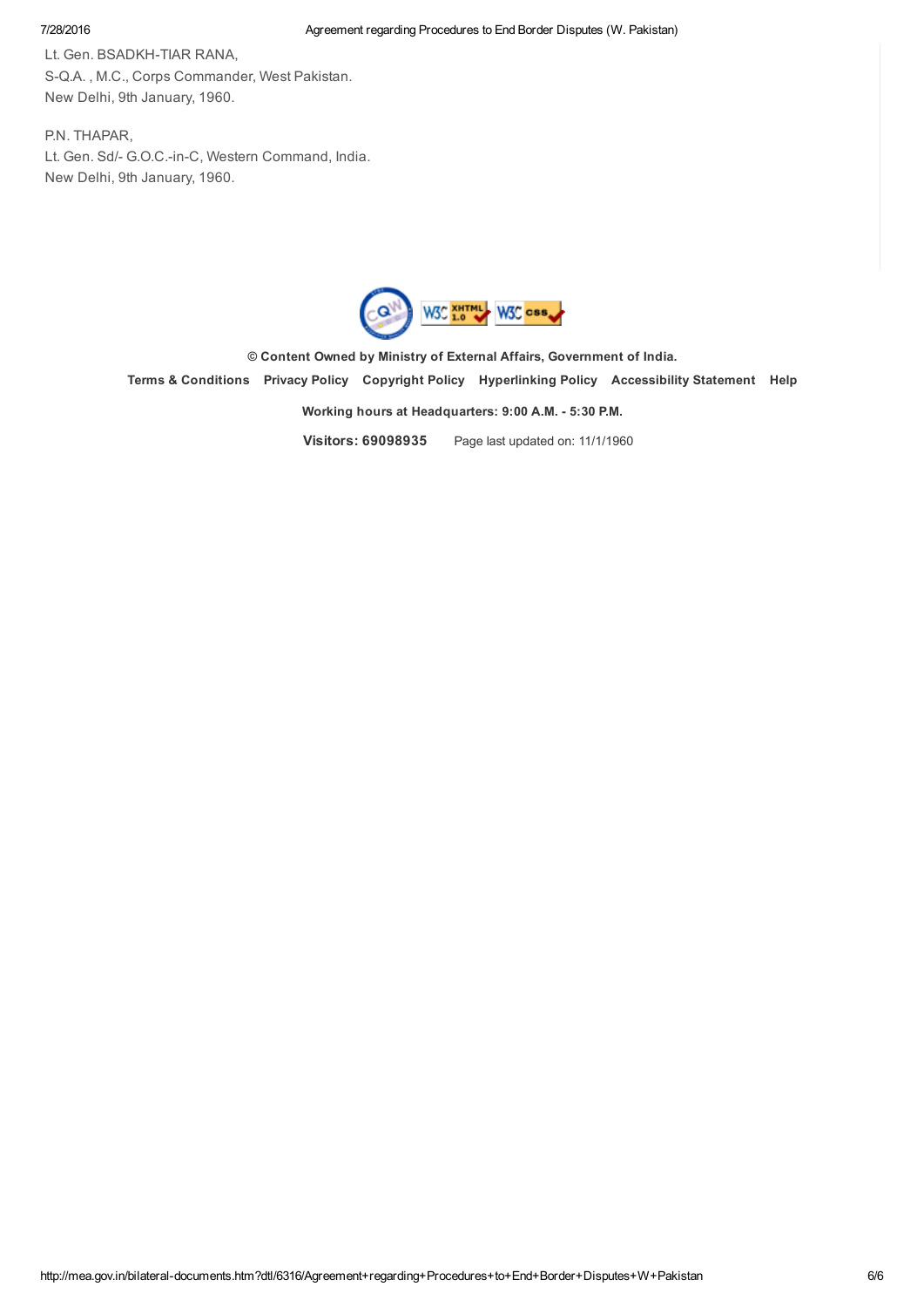Lt. Gen. BSADKH-TIAR RANA,
S-Q.A. , M.C., Corps Commander, West Pakistan.
New Delhi, 9th January, 1960.

P.N. THAPAR,
Lt. Gen. Sd/- G.O.C.-in-C, Western Command, India.
New Delhi, 9th January, 1960.

**© Content Owned by Ministry of External Affairs, Government of India.**

**Terms & Conditions** **Privacy Policy** **Copyright Policy** **Hyperlinking Policy** **Accessibility Statement** **Help**

**Working hours at Headquarters: 9:00 A.M. - 5:30 P.M.**

**Visitors: 69098935** Page last updated on: 11/1/1960